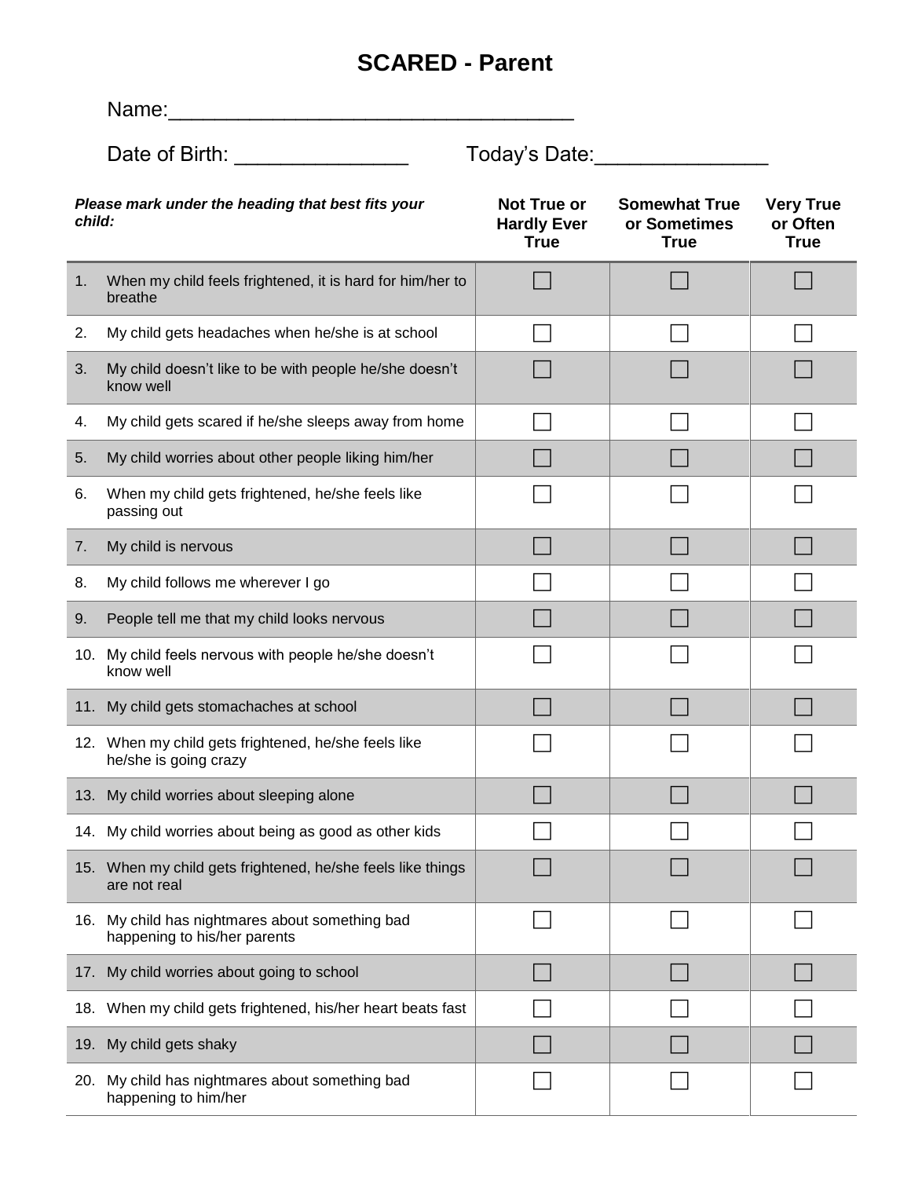# SCARED - Parent

Name:_________________________________

Date of Birth: _______________ Today's Date:_______________

| *Please mark under the heading that best fits your child:* | Not True or Hardly Ever True | Somewhat True or Sometimes True | Very True or Often True |
|---|---|---|---|
| 1. When my child feels frightened, it is hard for him/her to breathe | ☐ | ☐ | ☐ |
| 2. My child gets headaches when he/she is at school | ☐ | ☐ | ☐ |
| 3. My child doesn't like to be with people he/she doesn't know well | ☐ | ☐ | ☐ |
| 4. My child gets scared if he/she sleeps away from home | ☐ | ☐ | ☐ |
| 5. My child worries about other people liking him/her | ☐ | ☐ | ☐ |
| 6. When my child gets frightened, he/she feels like passing out | ☐ | ☐ | ☐ |
| 7. My child is nervous | ☐ | ☐ | ☐ |
| 8. My child follows me wherever I go | ☐ | ☐ | ☐ |
| 9. People tell me that my child looks nervous | ☐ | ☐ | ☐ |
| 10. My child feels nervous with people he/she doesn't know well | ☐ | ☐ | ☐ |
| 11. My child gets stomachaches at school | ☐ | ☐ | ☐ |
| 12. When my child gets frightened, he/she feels like he/she is going crazy | ☐ | ☐ | ☐ |
| 13. My child worries about sleeping alone | ☐ | ☐ | ☐ |
| 14. My child worries about being as good as other kids | ☐ | ☐ | ☐ |
| 15. When my child gets frightened, he/she feels like things are not real | ☐ | ☐ | ☐ |
| 16. My child has nightmares about something bad happening to his/her parents | ☐ | ☐ | ☐ |
| 17. My child worries about going to school | ☐ | ☐ | ☐ |
| 18. When my child gets frightened, his/her heart beats fast | ☐ | ☐ | ☐ |
| 19. My child gets shaky | ☐ | ☐ | ☐ |
| 20. My child has nightmares about something bad happening to him/her | ☐ | ☐ | ☐ |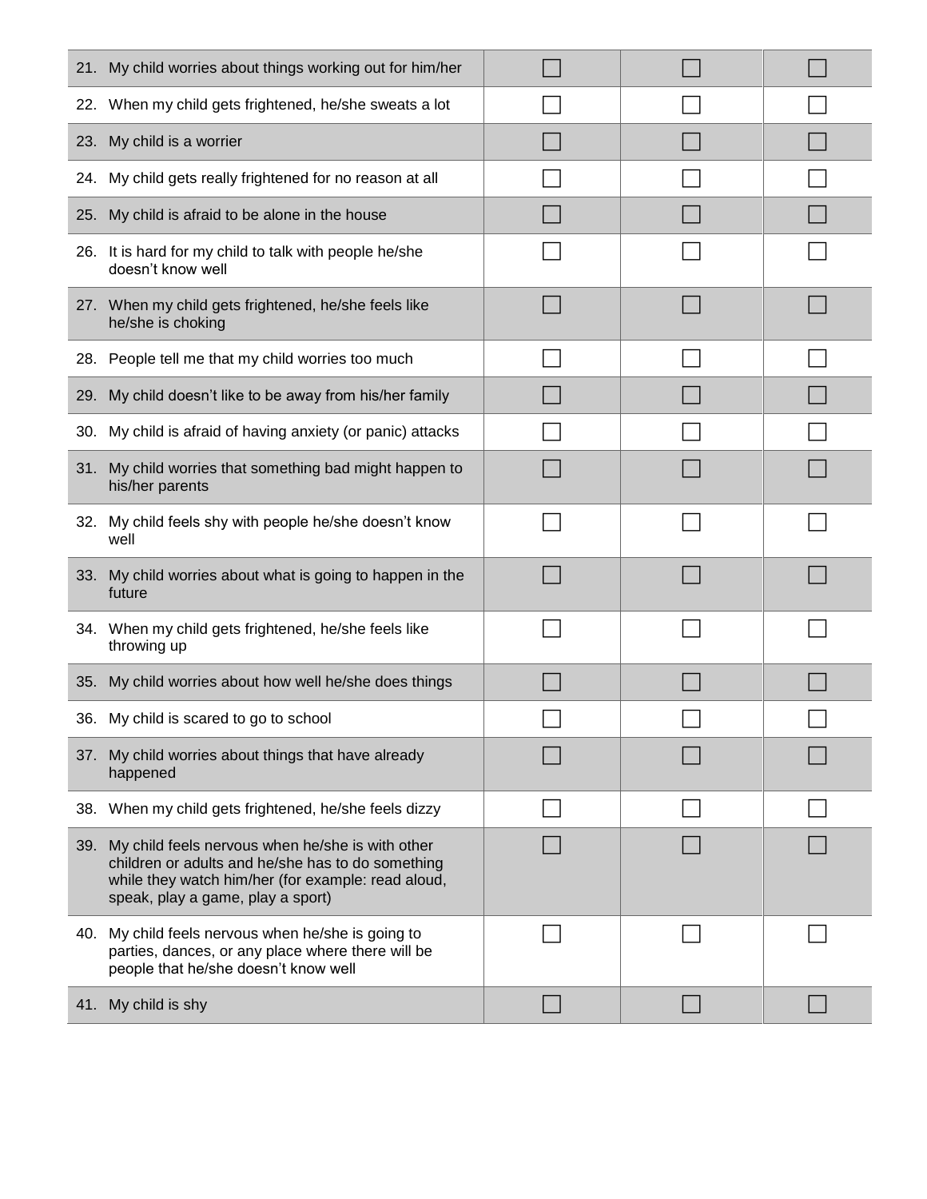| | | | |
|---|---|---|---|
| 21. My child worries about things working out for him/her | ☐ | ☐ | ☐ |
| 22. When my child gets frightened, he/she sweats a lot | ☐ | ☐ | ☐ |
| 23. My child is a worrier | ☐ | ☐ | ☐ |
| 24. My child gets really frightened for no reason at all | ☐ | ☐ | ☐ |
| 25. My child is afraid to be alone in the house | ☐ | ☐ | ☐ |
| 26. It is hard for my child to talk with people he/she doesn't know well | ☐ | ☐ | ☐ |
| 27. When my child gets frightened, he/she feels like he/she is choking | ☐ | ☐ | ☐ |
| 28. People tell me that my child worries too much | ☐ | ☐ | ☐ |
| 29. My child doesn't like to be away from his/her family | ☐ | ☐ | ☐ |
| 30. My child is afraid of having anxiety (or panic) attacks | ☐ | ☐ | ☐ |
| 31. My child worries that something bad might happen to his/her parents | ☐ | ☐ | ☐ |
| 32. My child feels shy with people he/she doesn't know well | ☐ | ☐ | ☐ |
| 33. My child worries about what is going to happen in the future | ☐ | ☐ | ☐ |
| 34. When my child gets frightened, he/she feels like throwing up | ☐ | ☐ | ☐ |
| 35. My child worries about how well he/she does things | ☐ | ☐ | ☐ |
| 36. My child is scared to go to school | ☐ | ☐ | ☐ |
| 37. My child worries about things that have already happened | ☐ | ☐ | ☐ |
| 38. When my child gets frightened, he/she feels dizzy | ☐ | ☐ | ☐ |
| 39. My child feels nervous when he/she is with other children or adults and he/she has to do something while they watch him/her (for example: read aloud, speak, play a game, play a sport) | ☐ | ☐ | ☐ |
| 40. My child feels nervous when he/she is going to parties, dances, or any place where there will be people that he/she doesn't know well | ☐ | ☐ | ☐ |
| 41. My child is shy | ☐ | ☐ | ☐ |